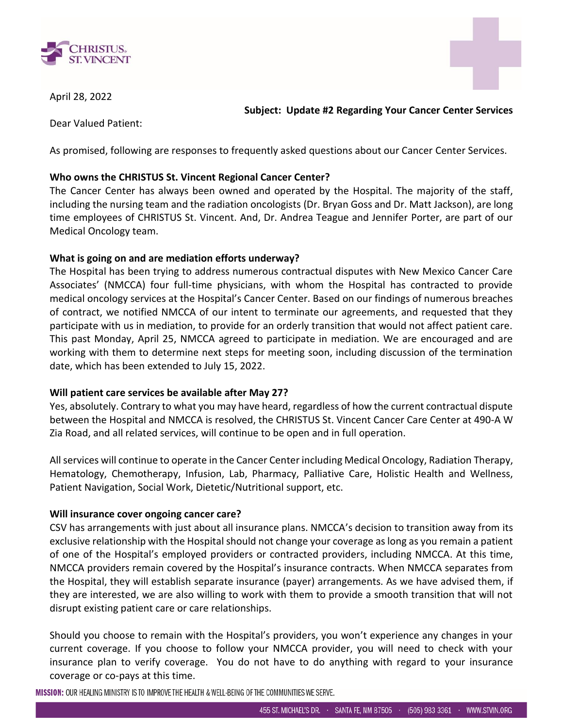April 28, 2022

**Subject: Update #2 Regarding Your Cancer Center Services**

Dear Valued Patient:

As promised, following are responses to frequently asked questions about our Cancer Center Services.

**Who owns the CHRISTUS St. Vincent Regional Cancer Center?**

The Cancer Center has always been owned and operated by the Hospital. The majority of the staff, including the nursing team and the radiation oncologists (Dr. Bryan Goss and Dr. Matt Jackson), are long time employees of CHRISTUS St. Vincent. And, Dr. Andrea Teague and Jennifer Porter, are part of our Medical Oncology team.

**What is going on and are mediation efforts underway?**

The Hospital has been trying to address numerous contractual disputes with New Mexico Cancer Care Associates' (NMCCA) four full-time physicians, with whom the Hospital has contracted to provide medical oncology services at the Hospital's Cancer Center. Based on our findings of numerous breaches of contract, we notified NMCCA of our intent to terminate our agreements, and requested that they participate with us in mediation, to provide for an orderly transition that would not affect patient care. This past Monday, April 25, NMCCA agreed to participate in mediation. We are encouraged and are working with them to determine next steps for meeting soon, including discussion of the termination date, which has been extended to July 15, 2022.

**Will patient care services be available after May 27?**

Yes, absolutely. Contrary to what you may have heard, regardless of how the current contractual dispute between the Hospital and NMCCA is resolved, the CHRISTUS St. Vincent Cancer Care Center at 490-A W Zia Road, and all related services, will continue to be open and in full operation.

All services will continue to operate in the Cancer Center including Medical Oncology, Radiation Therapy, Hematology, Chemotherapy, Infusion, Lab, Pharmacy, Palliative Care, Holistic Health and Wellness, Patient Navigation, Social Work, Dietetic/Nutritional support, etc.

**Will insurance cover ongoing cancer care?**

CSV has arrangements with just about all insurance plans. NMCCA's decision to transition away from its exclusive relationship with the Hospital should not change your coverage as long as you remain a patient of one of the Hospital's employed providers or contracted providers, including NMCCA. At this time, NMCCA providers remain covered by the Hospital's insurance contracts. When NMCCA separates from the Hospital, they will establish separate insurance (payer) arrangements. As we have advised them, if they are interested, we are also willing to work with them to provide a smooth transition that will not disrupt existing patient care or care relationships.

Should you choose to remain with the Hospital's providers, you won't experience any changes in your current coverage. If you choose to follow your NMCCA provider, you will need to check with your insurance plan to verify coverage. You do not have to do anything with regard to your insurance coverage or co-pays at this time.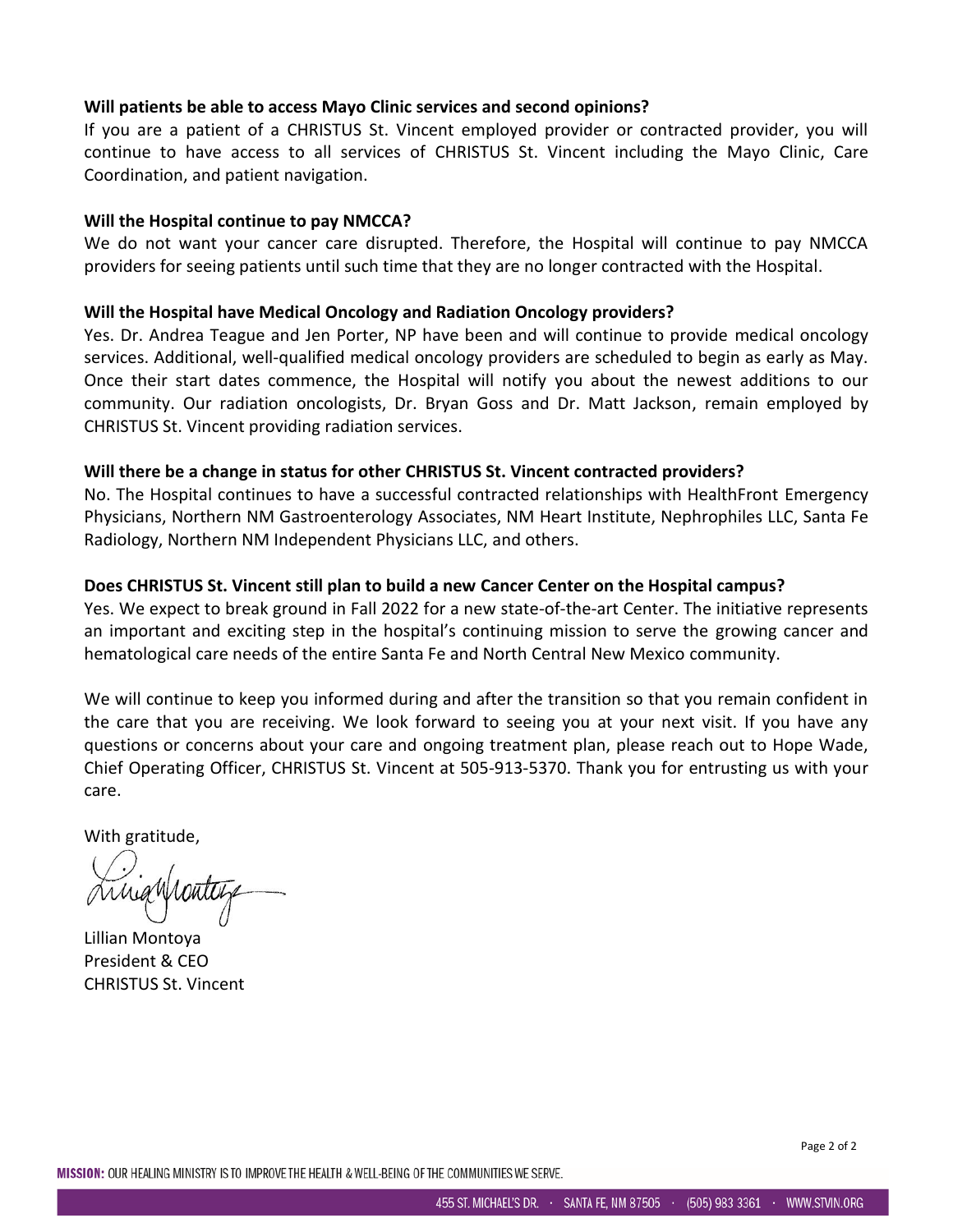**Will patients be able to access Mayo Clinic services and second opinions?**
If you are a patient of a CHRISTUS St. Vincent employed provider or contracted provider, you will continue to have access to all services of CHRISTUS St. Vincent including the Mayo Clinic, Care Coordination, and patient navigation.

**Will the Hospital continue to pay NMCCA?**
We do not want your cancer care disrupted. Therefore, the Hospital will continue to pay NMCCA providers for seeing patients until such time that they are no longer contracted with the Hospital.

**Will the Hospital have Medical Oncology and Radiation Oncology providers?**
Yes. Dr. Andrea Teague and Jen Porter, NP have been and will continue to provide medical oncology services. Additional, well-qualified medical oncology providers are scheduled to begin as early as May. Once their start dates commence, the Hospital will notify you about the newest additions to our community. Our radiation oncologists, Dr. Bryan Goss and Dr. Matt Jackson, remain employed by CHRISTUS St. Vincent providing radiation services.

**Will there be a change in status for other CHRISTUS St. Vincent contracted providers?**
No. The Hospital continues to have a successful contracted relationships with HealthFront Emergency Physicians, Northern NM Gastroenterology Associates, NM Heart Institute, Nephrophiles LLC, Santa Fe Radiology, Northern NM Independent Physicians LLC, and others.

**Does CHRISTUS St. Vincent still plan to build a new Cancer Center on the Hospital campus?**
Yes. We expect to break ground in Fall 2022 for a new state-of-the-art Center. The initiative represents an important and exciting step in the hospital's continuing mission to serve the growing cancer and hematological care needs of the entire Santa Fe and North Central New Mexico community.

We will continue to keep you informed during and after the transition so that you remain confident in the care that you are receiving. We look forward to seeing you at your next visit. If you have any questions or concerns about your care and ongoing treatment plan, please reach out to Hope Wade, Chief Operating Officer, CHRISTUS St. Vincent at 505-913-5370. Thank you for entrusting us with your care.

With gratitude,

Lillian Montoya
President & CEO
CHRISTUS St. Vincent

**MISSION:** OUR HEALING MINISTRY IS TO IMPROVE THE HEALTH & WELL-BEING OF THE COMMUNITIES WE SERVE.

455 ST. MICHAEL'S DR. · SANTA FE, NM 87505 · (505) 983 3361 · WWW.STVIN.ORG